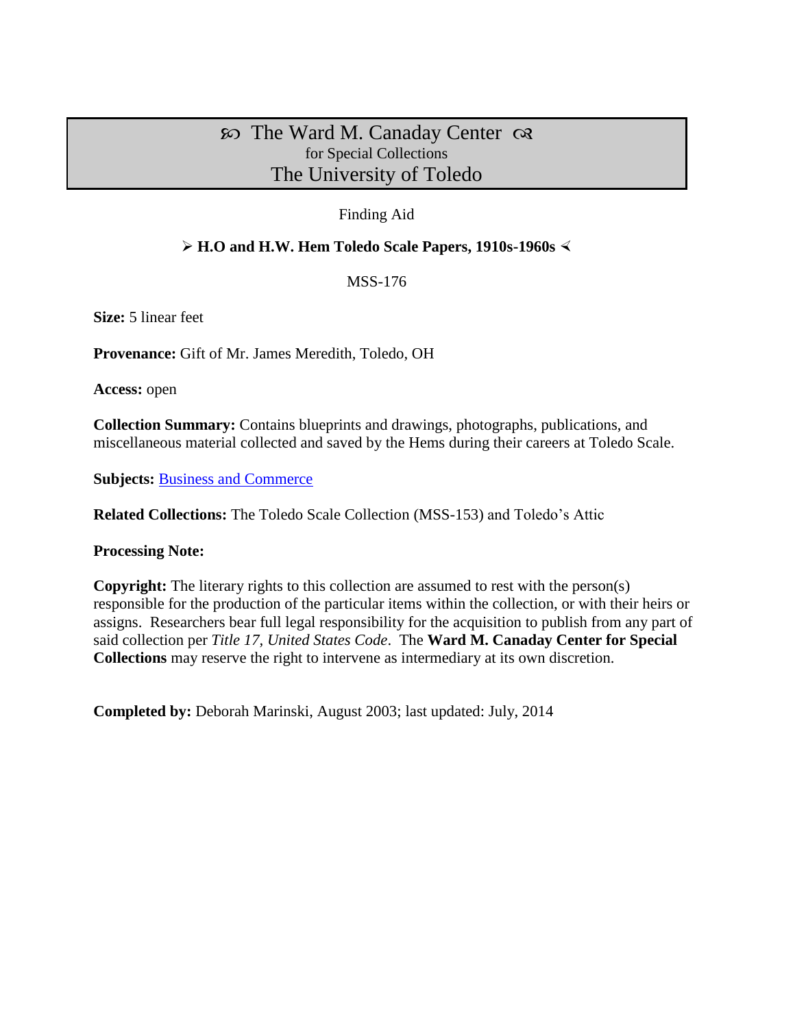# ꕥ The Ward M. Canaday Center ꕥ
for Special Collections
The University of Toledo

Finding Aid

## ➢ H.O and H.W. Hem Toledo Scale Papers, 1910s-1960s ⋞

MSS-176

**Size:** 5 linear feet

**Provenance:** Gift of Mr. James Meredith, Toledo, OH

**Access:** open

**Collection Summary:** Contains blueprints and drawings, photographs, publications, and miscellaneous material collected and saved by the Hems during their careers at Toledo Scale.

**Subjects:** Business and Commerce

**Related Collections:** The Toledo Scale Collection (MSS-153) and Toledo's Attic

**Processing Note:**

**Copyright:** The literary rights to this collection are assumed to rest with the person(s) responsible for the production of the particular items within the collection, or with their heirs or assigns. Researchers bear full legal responsibility for the acquisition to publish from any part of said collection per *Title 17, United States Code*. The **Ward M. Canaday Center for Special Collections** may reserve the right to intervene as intermediary at its own discretion.

**Completed by:** Deborah Marinski, August 2003; last updated: July, 2014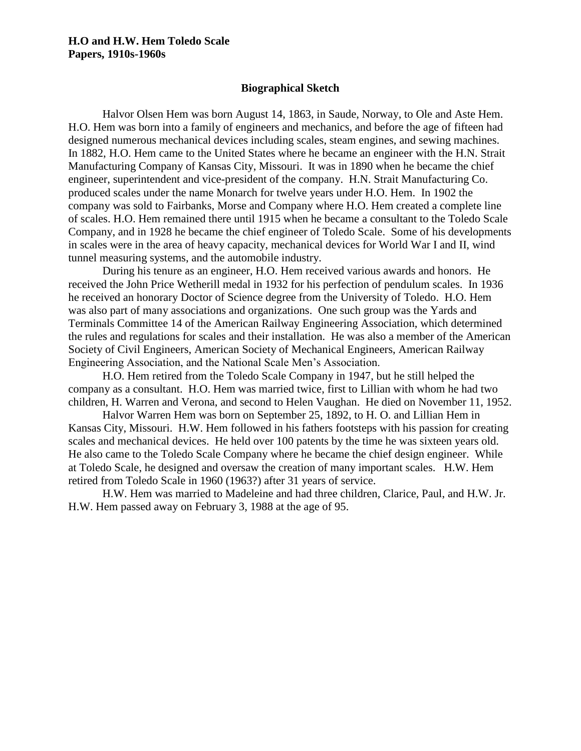**H.O and H.W. Hem Toledo Scale Papers, 1910s-1960s**

## Biographical Sketch

Halvor Olsen Hem was born August 14, 1863, in Saude, Norway, to Ole and Aste Hem. H.O. Hem was born into a family of engineers and mechanics, and before the age of fifteen had designed numerous mechanical devices including scales, steam engines, and sewing machines. In 1882, H.O. Hem came to the United States where he became an engineer with the H.N. Strait Manufacturing Company of Kansas City, Missouri. It was in 1890 when he became the chief engineer, superintendent and vice-president of the company. H.N. Strait Manufacturing Co. produced scales under the name Monarch for twelve years under H.O. Hem. In 1902 the company was sold to Fairbanks, Morse and Company where H.O. Hem created a complete line of scales. H.O. Hem remained there until 1915 when he became a consultant to the Toledo Scale Company, and in 1928 he became the chief engineer of Toledo Scale. Some of his developments in scales were in the area of heavy capacity, mechanical devices for World War I and II, wind tunnel measuring systems, and the automobile industry.

During his tenure as an engineer, H.O. Hem received various awards and honors. He received the John Price Wetherill medal in 1932 for his perfection of pendulum scales. In 1936 he received an honorary Doctor of Science degree from the University of Toledo. H.O. Hem was also part of many associations and organizations. One such group was the Yards and Terminals Committee 14 of the American Railway Engineering Association, which determined the rules and regulations for scales and their installation. He was also a member of the American Society of Civil Engineers, American Society of Mechanical Engineers, American Railway Engineering Association, and the National Scale Men's Association.

H.O. Hem retired from the Toledo Scale Company in 1947, but he still helped the company as a consultant. H.O. Hem was married twice, first to Lillian with whom he had two children, H. Warren and Verona, and second to Helen Vaughan. He died on November 11, 1952.

Halvor Warren Hem was born on September 25, 1892, to H. O. and Lillian Hem in Kansas City, Missouri. H.W. Hem followed in his fathers footsteps with his passion for creating scales and mechanical devices. He held over 100 patents by the time he was sixteen years old. He also came to the Toledo Scale Company where he became the chief design engineer. While at Toledo Scale, he designed and oversaw the creation of many important scales. H.W. Hem retired from Toledo Scale in 1960 (1963?) after 31 years of service.

H.W. Hem was married to Madeleine and had three children, Clarice, Paul, and H.W. Jr. H.W. Hem passed away on February 3, 1988 at the age of 95.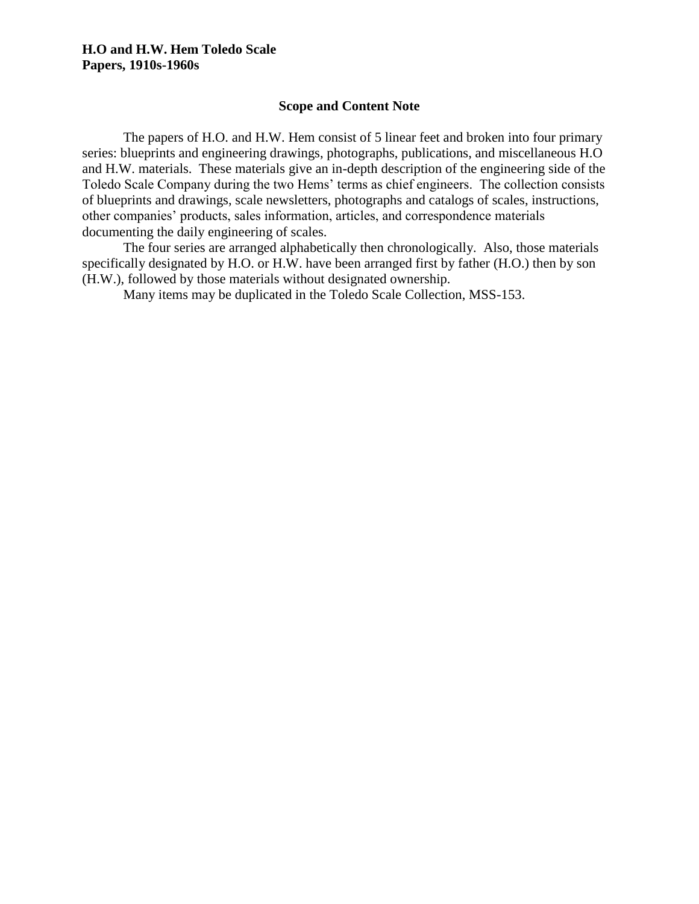**H.O and H.W. Hem Toledo Scale Papers, 1910s-1960s**

## Scope and Content Note

The papers of H.O. and H.W. Hem consist of 5 linear feet and broken into four primary series: blueprints and engineering drawings, photographs, publications, and miscellaneous H.O and H.W. materials. These materials give an in-depth description of the engineering side of the Toledo Scale Company during the two Hems' terms as chief engineers. The collection consists of blueprints and drawings, scale newsletters, photographs and catalogs of scales, instructions, other companies' products, sales information, articles, and correspondence materials documenting the daily engineering of scales.

The four series are arranged alphabetically then chronologically. Also, those materials specifically designated by H.O. or H.W. have been arranged first by father (H.O.) then by son (H.W.), followed by those materials without designated ownership.

Many items may be duplicated in the Toledo Scale Collection, MSS-153.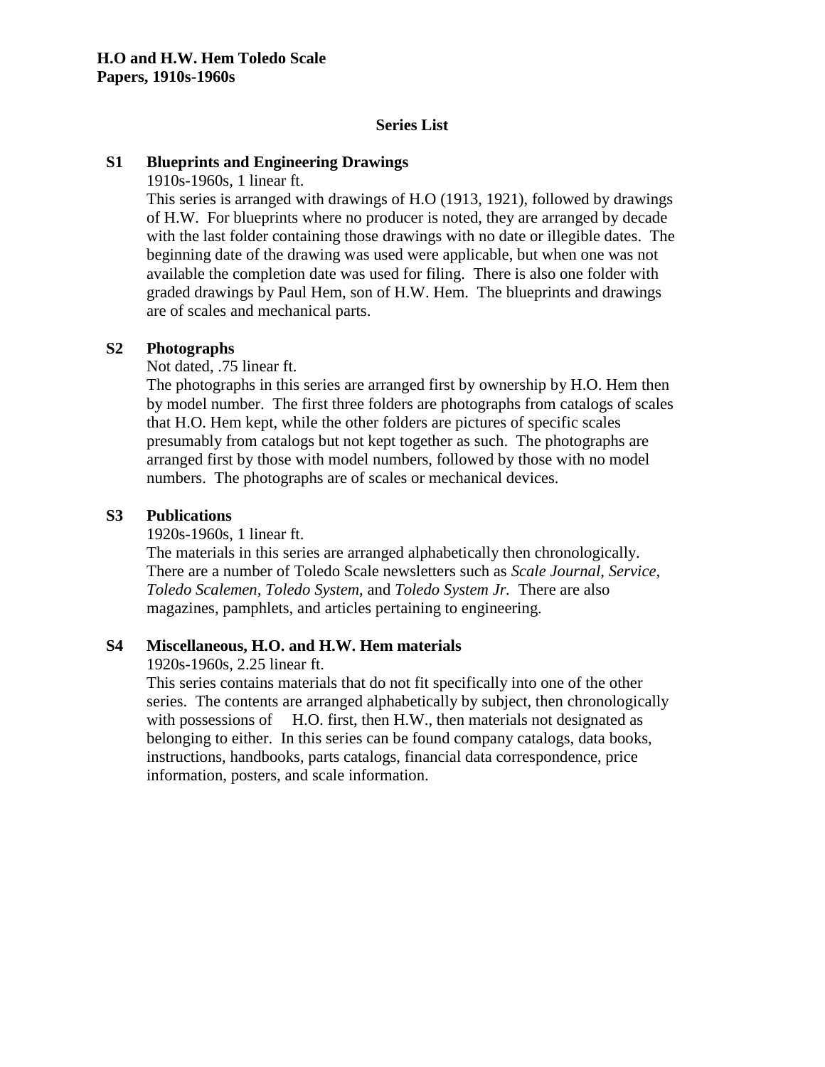**H.O and H.W. Hem Toledo Scale Papers, 1910s-1960s**

## Series List

**S1 Blueprints and Engineering Drawings**

1910s-1960s, 1 linear ft.

This series is arranged with drawings of H.O (1913, 1921), followed by drawings of H.W. For blueprints where no producer is noted, they are arranged by decade with the last folder containing those drawings with no date or illegible dates. The beginning date of the drawing was used were applicable, but when one was not available the completion date was used for filing. There is also one folder with graded drawings by Paul Hem, son of H.W. Hem. The blueprints and drawings are of scales and mechanical parts.

**S2 Photographs**

Not dated, .75 linear ft.

The photographs in this series are arranged first by ownership by H.O. Hem then by model number. The first three folders are photographs from catalogs of scales that H.O. Hem kept, while the other folders are pictures of specific scales presumably from catalogs but not kept together as such. The photographs are arranged first by those with model numbers, followed by those with no model numbers. The photographs are of scales or mechanical devices.

**S3 Publications**

1920s-1960s, 1 linear ft.

The materials in this series are arranged alphabetically then chronologically. There are a number of Toledo Scale newsletters such as *Scale Journal, Service, Toledo Scalemen, Toledo System,* and *Toledo System Jr.* There are also magazines, pamphlets, and articles pertaining to engineering.

**S4 Miscellaneous, H.O. and H.W. Hem materials**

1920s-1960s, 2.25 linear ft.

This series contains materials that do not fit specifically into one of the other series. The contents are arranged alphabetically by subject, then chronologically with possessions of H.O. first, then H.W., then materials not designated as belonging to either. In this series can be found company catalogs, data books, instructions, handbooks, parts catalogs, financial data correspondence, price information, posters, and scale information.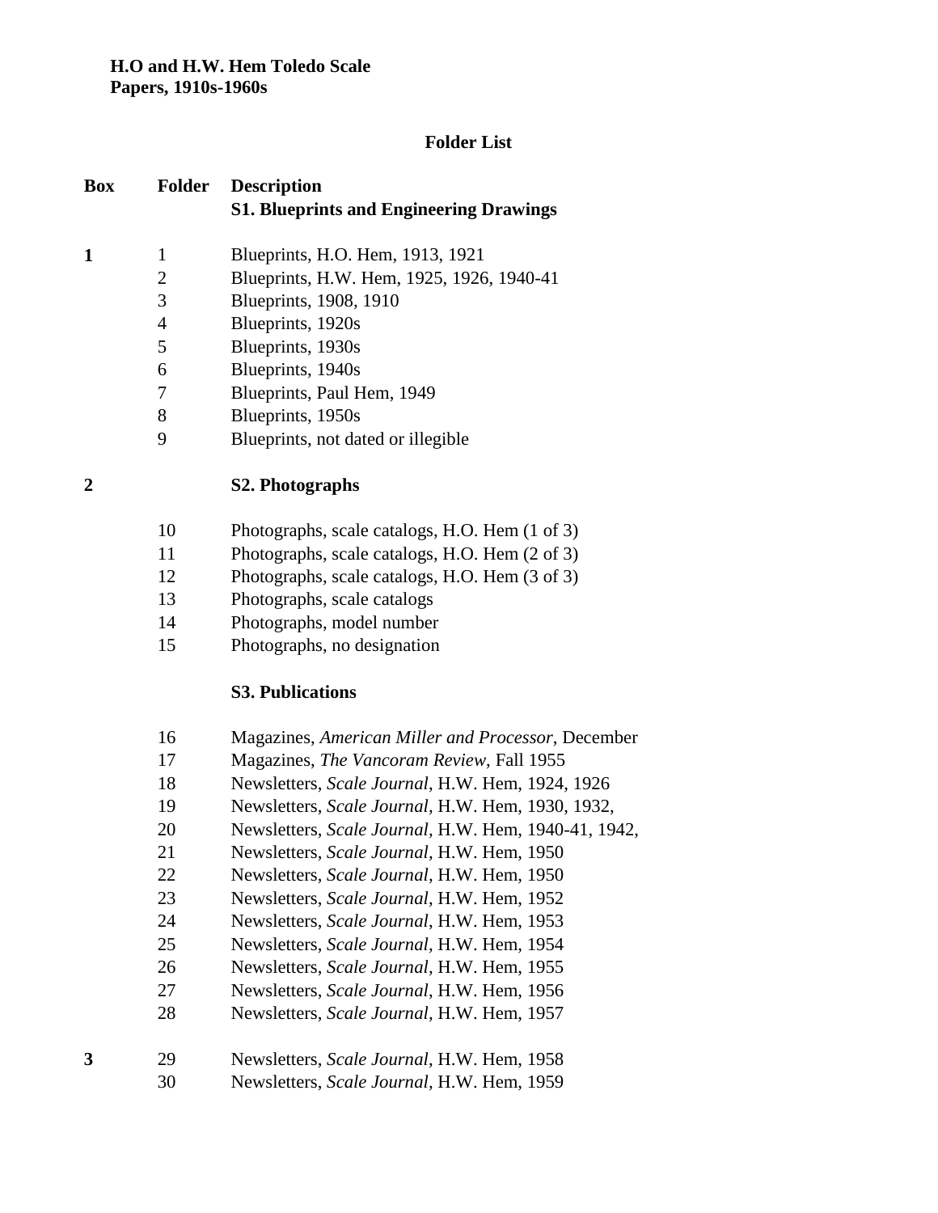**H.O and H.W. Hem Toledo Scale**
**Papers, 1910s-1960s**

## Folder List

| Box | Folder | Description |
|---|---|---|
| | | **S1. Blueprints and Engineering Drawings** |
| **1** | 1 | Blueprints, H.O. Hem, 1913, 1921 |
| | 2 | Blueprints, H.W. Hem, 1925, 1926, 1940-41 |
| | 3 | Blueprints, 1908, 1910 |
| | 4 | Blueprints, 1920s |
| | 5 | Blueprints, 1930s |
| | 6 | Blueprints, 1940s |
| | 7 | Blueprints, Paul Hem, 1949 |
| | 8 | Blueprints, 1950s |
| | 9 | Blueprints, not dated or illegible |
| **2** | | **S2. Photographs** |
| | 10 | Photographs, scale catalogs, H.O. Hem (1 of 3) |
| | 11 | Photographs, scale catalogs, H.O. Hem (2 of 3) |
| | 12 | Photographs, scale catalogs, H.O. Hem (3 of 3) |
| | 13 | Photographs, scale catalogs |
| | 14 | Photographs, model number |
| | 15 | Photographs, no designation |
| | | **S3. Publications** |
| | 16 | Magazines, *American Miller and Processor*, December |
| | 17 | Magazines, *The Vancoram Review*, Fall 1955 |
| | 18 | Newsletters, *Scale Journal*, H.W. Hem, 1924, 1926 |
| | 19 | Newsletters, *Scale Journal*, H.W. Hem, 1930, 1932, |
| | 20 | Newsletters, *Scale Journal*, H.W. Hem, 1940-41, 1942, |
| | 21 | Newsletters, *Scale Journal*, H.W. Hem, 1950 |
| | 22 | Newsletters, *Scale Journal*, H.W. Hem, 1950 |
| | 23 | Newsletters, *Scale Journal*, H.W. Hem, 1952 |
| | 24 | Newsletters, *Scale Journal*, H.W. Hem, 1953 |
| | 25 | Newsletters, *Scale Journal*, H.W. Hem, 1954 |
| | 26 | Newsletters, *Scale Journal*, H.W. Hem, 1955 |
| | 27 | Newsletters, *Scale Journal*, H.W. Hem, 1956 |
| | 28 | Newsletters, *Scale Journal*, H.W. Hem, 1957 |
| **3** | 29 | Newsletters, *Scale Journal*, H.W. Hem, 1958 |
| | 30 | Newsletters, *Scale Journal*, H.W. Hem, 1959 |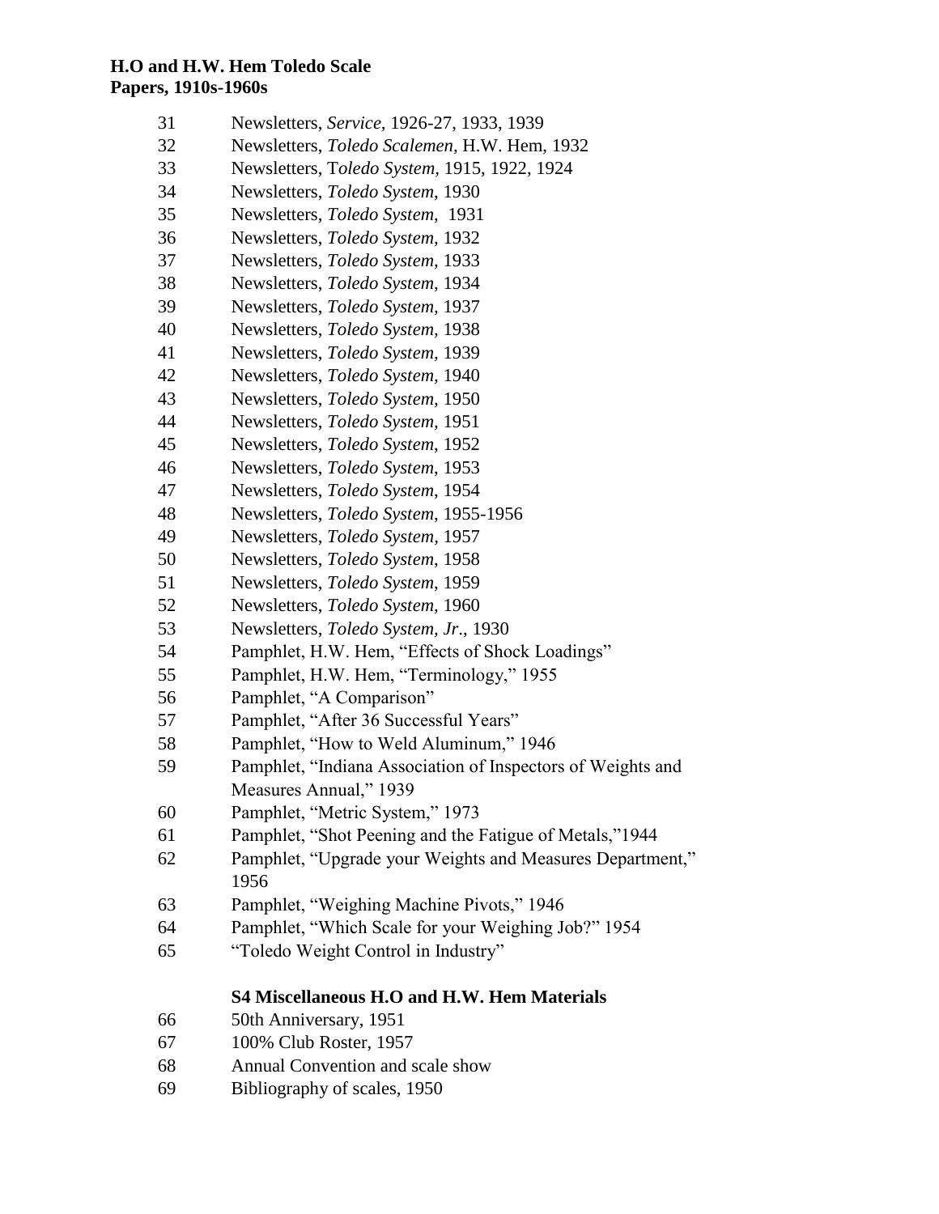31 Newsletters, *Service,* 1926-27, 1933, 1939
32 Newsletters, *Toledo Scalemen,* H.W. Hem, 1932
33 Newsletters, T*oledo System,* 1915, 1922, 1924
34 Newsletters, *Toledo System*, 1930
35 Newsletters, *Toledo System*, 1931
36 Newsletters, *Toledo System,* 1932
37 Newsletters, *Toledo System*, 1933
38 Newsletters, *Toledo System,* 1934
39 Newsletters, *Toledo System,* 1937
40 Newsletters, *Toledo System,* 1938
41 Newsletters, *Toledo System,* 1939
42 Newsletters, *Toledo System,* 1940
43 Newsletters, *Toledo System,* 1950
44 Newsletters, *Toledo System,* 1951
45 Newsletters, *Toledo System*, 1952
46 Newsletters, *Toledo System*, 1953
47 Newsletters, *Toledo System*, 1954
48 Newsletters, *Toledo System*, 1955-1956
49 Newsletters, *Toledo System*, 1957
50 Newsletters, *Toledo System*, 1958
51 Newsletters, *Toledo System*, 1959
52 Newsletters, *Toledo System,* 1960
53 Newsletters, *Toledo System, Jr*., 1930
54 Pamphlet, H.W. Hem, "Effects of Shock Loadings"
55 Pamphlet, H.W. Hem, "Terminology," 1955
56 Pamphlet, "A Comparison"
57 Pamphlet, "After 36 Successful Years"
58 Pamphlet, "How to Weld Aluminum," 1946
59 Pamphlet, "Indiana Association of Inspectors of Weights and Measures Annual," 1939
60 Pamphlet, "Metric System," 1973
61 Pamphlet, "Shot Peening and the Fatigue of Metals,"1944
62 Pamphlet, "Upgrade your Weights and Measures Department," 1956
63 Pamphlet, "Weighing Machine Pivots," 1946
64 Pamphlet, "Which Scale for your Weighing Job?" 1954
65 "Toledo Weight Control in Industry"

## S4 Miscellaneous H.O and H.W. Hem Materials

66 50th Anniversary, 1951
67 100% Club Roster, 1957
68 Annual Convention and scale show
69 Bibliography of scales, 1950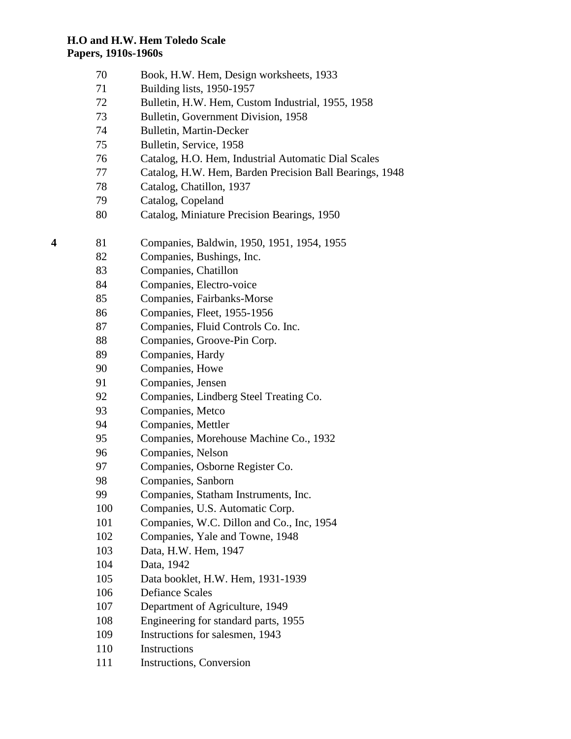| Box | Folder | Title |
|---|---|---|
| | 70 | Book, H.W. Hem, Design worksheets, 1933 |
| | 71 | Building lists, 1950-1957 |
| | 72 | Bulletin, H.W. Hem, Custom Industrial, 1955, 1958 |
| | 73 | Bulletin, Government Division, 1958 |
| | 74 | Bulletin, Martin-Decker |
| | 75 | Bulletin, Service, 1958 |
| | 76 | Catalog, H.O. Hem, Industrial Automatic Dial Scales |
| | 77 | Catalog, H.W. Hem, Barden Precision Ball Bearings, 1948 |
| | 78 | Catalog, Chatillon, 1937 |
| | 79 | Catalog, Copeland |
| | 80 | Catalog, Miniature Precision Bearings, 1950 |
| **4** | 81 | Companies, Baldwin, 1950, 1951, 1954, 1955 |
| | 82 | Companies, Bushings, Inc. |
| | 83 | Companies, Chatillon |
| | 84 | Companies, Electro-voice |
| | 85 | Companies, Fairbanks-Morse |
| | 86 | Companies, Fleet, 1955-1956 |
| | 87 | Companies, Fluid Controls Co. Inc. |
| | 88 | Companies, Groove-Pin Corp. |
| | 89 | Companies, Hardy |
| | 90 | Companies, Howe |
| | 91 | Companies, Jensen |
| | 92 | Companies, Lindberg Steel Treating Co. |
| | 93 | Companies, Metco |
| | 94 | Companies, Mettler |
| | 95 | Companies, Morehouse Machine Co., 1932 |
| | 96 | Companies, Nelson |
| | 97 | Companies, Osborne Register Co. |
| | 98 | Companies, Sanborn |
| | 99 | Companies, Statham Instruments, Inc. |
| | 100 | Companies, U.S. Automatic Corp. |
| | 101 | Companies, W.C. Dillon and Co., Inc, 1954 |
| | 102 | Companies, Yale and Towne, 1948 |
| | 103 | Data, H.W. Hem, 1947 |
| | 104 | Data, 1942 |
| | 105 | Data booklet, H.W. Hem, 1931-1939 |
| | 106 | Defiance Scales |
| | 107 | Department of Agriculture, 1949 |
| | 108 | Engineering for standard parts, 1955 |
| | 109 | Instructions for salesmen, 1943 |
| | 110 | Instructions |
| | 111 | Instructions, Conversion |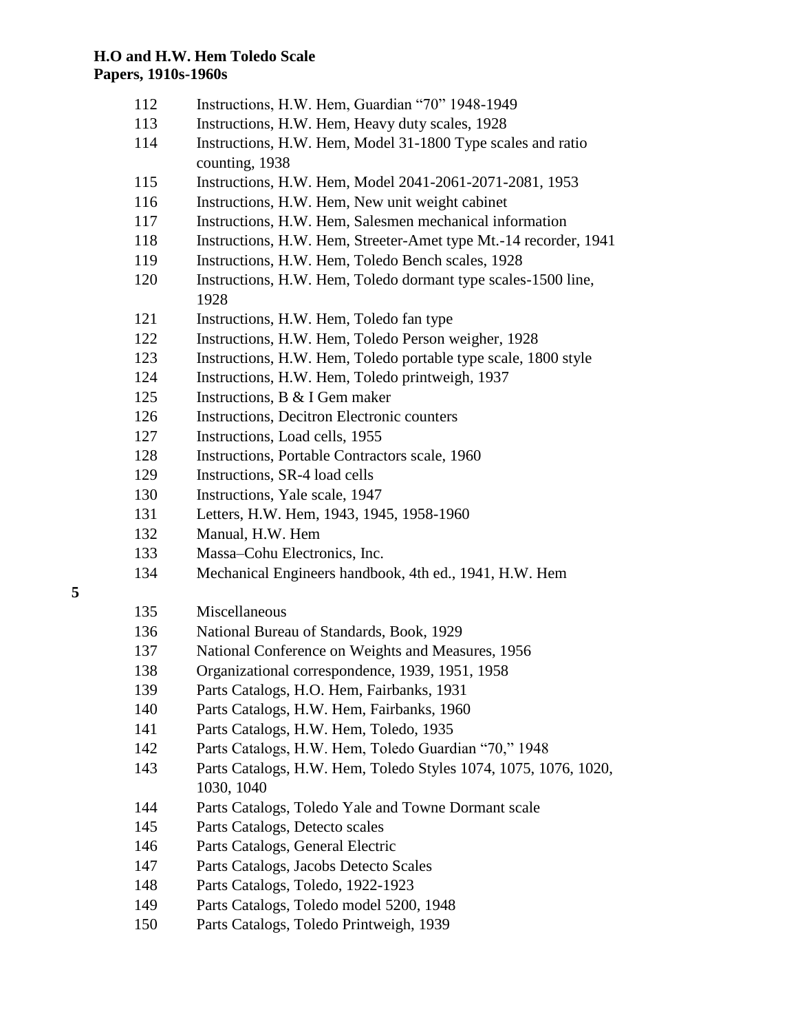112 Instructions, H.W. Hem, Guardian "70" 1948-1949
113 Instructions, H.W. Hem, Heavy duty scales, 1928
114 Instructions, H.W. Hem, Model 31-1800 Type scales and ratio counting, 1938
115 Instructions, H.W. Hem, Model 2041-2061-2071-2081, 1953
116 Instructions, H.W. Hem, New unit weight cabinet
117 Instructions, H.W. Hem, Salesmen mechanical information
118 Instructions, H.W. Hem, Streeter-Amet type Mt.-14 recorder, 1941
119 Instructions, H.W. Hem, Toledo Bench scales, 1928
120 Instructions, H.W. Hem, Toledo dormant type scales-1500 line, 1928
121 Instructions, H.W. Hem, Toledo fan type
122 Instructions, H.W. Hem, Toledo Person weigher, 1928
123 Instructions, H.W. Hem, Toledo portable type scale, 1800 style
124 Instructions, H.W. Hem, Toledo printweigh, 1937
125 Instructions, B & I Gem maker
126 Instructions, Decitron Electronic counters
127 Instructions, Load cells, 1955
128 Instructions, Portable Contractors scale, 1960
129 Instructions, SR-4 load cells
130 Instructions, Yale scale, 1947
131 Letters, H.W. Hem, 1943, 1945, 1958-1960
132 Manual, H.W. Hem
133 Massa–Cohu Electronics, Inc.
134 Mechanical Engineers handbook, 4th ed., 1941, H.W. Hem

**5**

135 Miscellaneous
136 National Bureau of Standards, Book, 1929
137 National Conference on Weights and Measures, 1956
138 Organizational correspondence, 1939, 1951, 1958
139 Parts Catalogs, H.O. Hem, Fairbanks, 1931
140 Parts Catalogs, H.W. Hem, Fairbanks, 1960
141 Parts Catalogs, H.W. Hem, Toledo, 1935
142 Parts Catalogs, H.W. Hem, Toledo Guardian "70," 1948
143 Parts Catalogs, H.W. Hem, Toledo Styles 1074, 1075, 1076, 1020, 1030, 1040
144 Parts Catalogs, Toledo Yale and Towne Dormant scale
145 Parts Catalogs, Detecto scales
146 Parts Catalogs, General Electric
147 Parts Catalogs, Jacobs Detecto Scales
148 Parts Catalogs, Toledo, 1922-1923
149 Parts Catalogs, Toledo model 5200, 1948
150 Parts Catalogs, Toledo Printweigh, 1939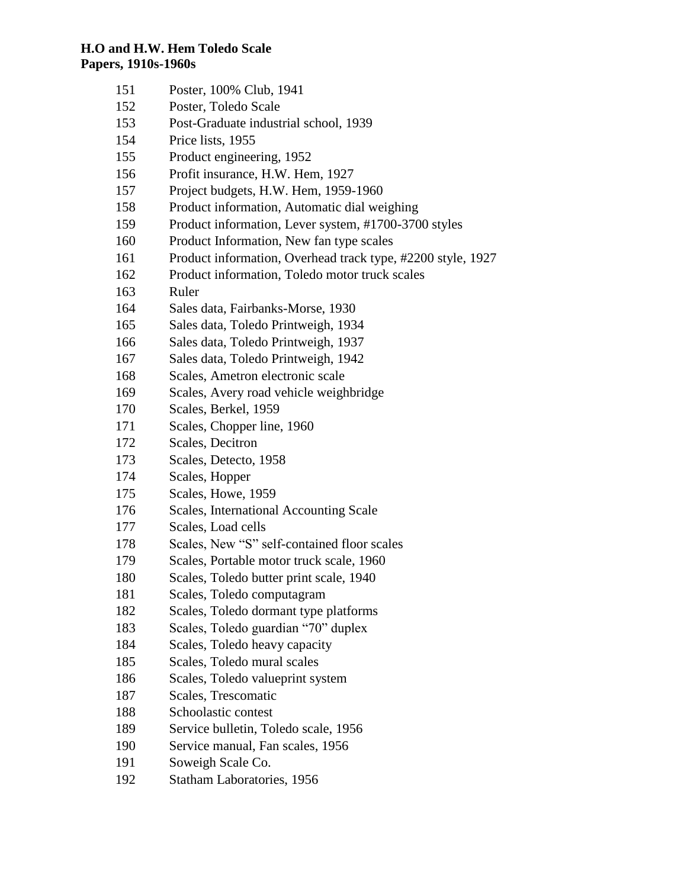**H.O and H.W. Hem Toledo Scale**
**Papers, 1910s-1960s**

| | |
|---|---|
| 151 | Poster, 100% Club, 1941 |
| 152 | Poster, Toledo Scale |
| 153 | Post-Graduate industrial school, 1939 |
| 154 | Price lists, 1955 |
| 155 | Product engineering, 1952 |
| 156 | Profit insurance, H.W. Hem, 1927 |
| 157 | Project budgets, H.W. Hem, 1959-1960 |
| 158 | Product information, Automatic dial weighing |
| 159 | Product information, Lever system, #1700-3700 styles |
| 160 | Product Information, New fan type scales |
| 161 | Product information, Overhead track type, #2200 style, 1927 |
| 162 | Product information, Toledo motor truck scales |
| 163 | Ruler |
| 164 | Sales data, Fairbanks-Morse, 1930 |
| 165 | Sales data, Toledo Printweigh, 1934 |
| 166 | Sales data, Toledo Printweigh, 1937 |
| 167 | Sales data, Toledo Printweigh, 1942 |
| 168 | Scales, Ametron electronic scale |
| 169 | Scales, Avery road vehicle weighbridge |
| 170 | Scales, Berkel, 1959 |
| 171 | Scales, Chopper line, 1960 |
| 172 | Scales, Decitron |
| 173 | Scales, Detecto, 1958 |
| 174 | Scales, Hopper |
| 175 | Scales, Howe, 1959 |
| 176 | Scales, International Accounting Scale |
| 177 | Scales, Load cells |
| 178 | Scales, New "S" self-contained floor scales |
| 179 | Scales, Portable motor truck scale, 1960 |
| 180 | Scales, Toledo butter print scale, 1940 |
| 181 | Scales, Toledo computagram |
| 182 | Scales, Toledo dormant type platforms |
| 183 | Scales, Toledo guardian "70" duplex |
| 184 | Scales, Toledo heavy capacity |
| 185 | Scales, Toledo mural scales |
| 186 | Scales, Toledo valueprint system |
| 187 | Scales, Trescomatic |
| 188 | Schoolastic contest |
| 189 | Service bulletin, Toledo scale, 1956 |
| 190 | Service manual, Fan scales, 1956 |
| 191 | Soweigh Scale Co. |
| 192 | Statham Laboratories, 1956 |